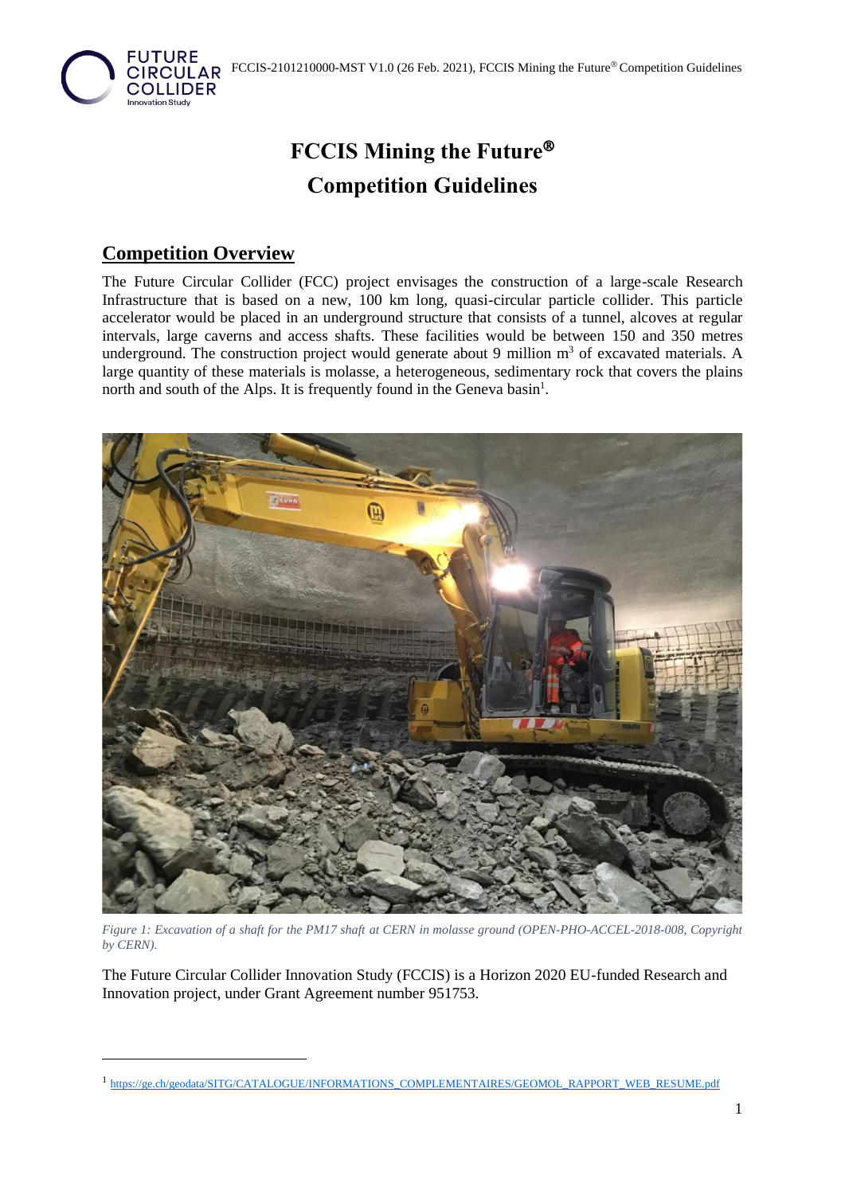# FCCIS Mining the Future®
# Competition Guidelines

## Competition Overview

The Future Circular Collider (FCC) project envisages the construction of a large-scale Research Infrastructure that is based on a new, 100 km long, quasi-circular particle collider. This particle accelerator would be placed in an underground structure that consists of a tunnel, alcoves at regular intervals, large caverns and access shafts. These facilities would be between 150 and 350 metres underground. The construction project would generate about 9 million $m^3$ of excavated materials. A large quantity of these materials is molasse, a heterogeneous, sedimentary rock that covers the plains north and south of the Alps. It is frequently found in the Geneva basin[1].

*Figure 1: Excavation of a shaft for the PM17 shaft at CERN in molasse ground (OPEN-PHO-ACCEL-2018-008, Copyright by CERN).*

The Future Circular Collider Innovation Study (FCCIS) is a Horizon 2020 EU-funded Research and Innovation project, under Grant Agreement number 951753.

[1] https://ge.ch/geodata/SITG/CATALOGUE/INFORMATIONS_COMPLEMENTAIRES/GEOMOL_RAPPORT_WEB_RESUME.pdf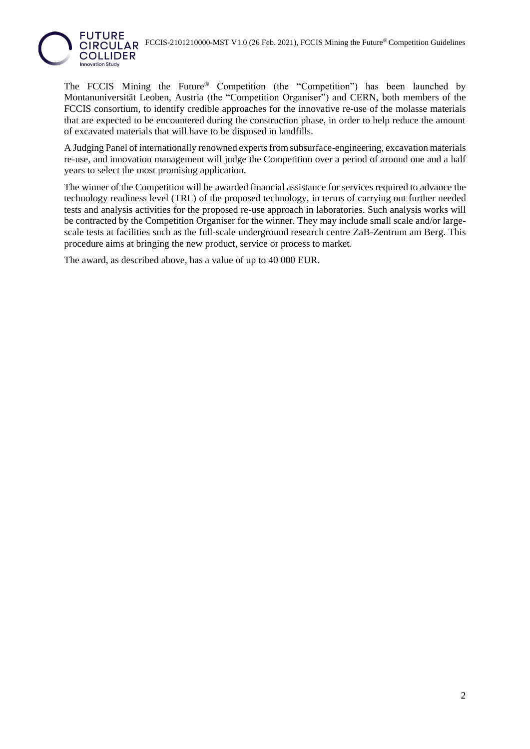The FCCIS Mining the Future® Competition (the "Competition") has been launched by Montanuniversität Leoben, Austria (the "Competition Organiser") and CERN, both members of the FCCIS consortium, to identify credible approaches for the innovative re-use of the molasse materials that are expected to be encountered during the construction phase, in order to help reduce the amount of excavated materials that will have to be disposed in landfills.

A Judging Panel of internationally renowned experts from subsurface-engineering, excavation materials re-use, and innovation management will judge the Competition over a period of around one and a half years to select the most promising application.

The winner of the Competition will be awarded financial assistance for services required to advance the technology readiness level (TRL) of the proposed technology, in terms of carrying out further needed tests and analysis activities for the proposed re-use approach in laboratories. Such analysis works will be contracted by the Competition Organiser for the winner. They may include small scale and/or large-scale tests at facilities such as the full-scale underground research centre ZaB-Zentrum am Berg. This procedure aims at bringing the new product, service or process to market.

The award, as described above, has a value of up to 40 000 EUR.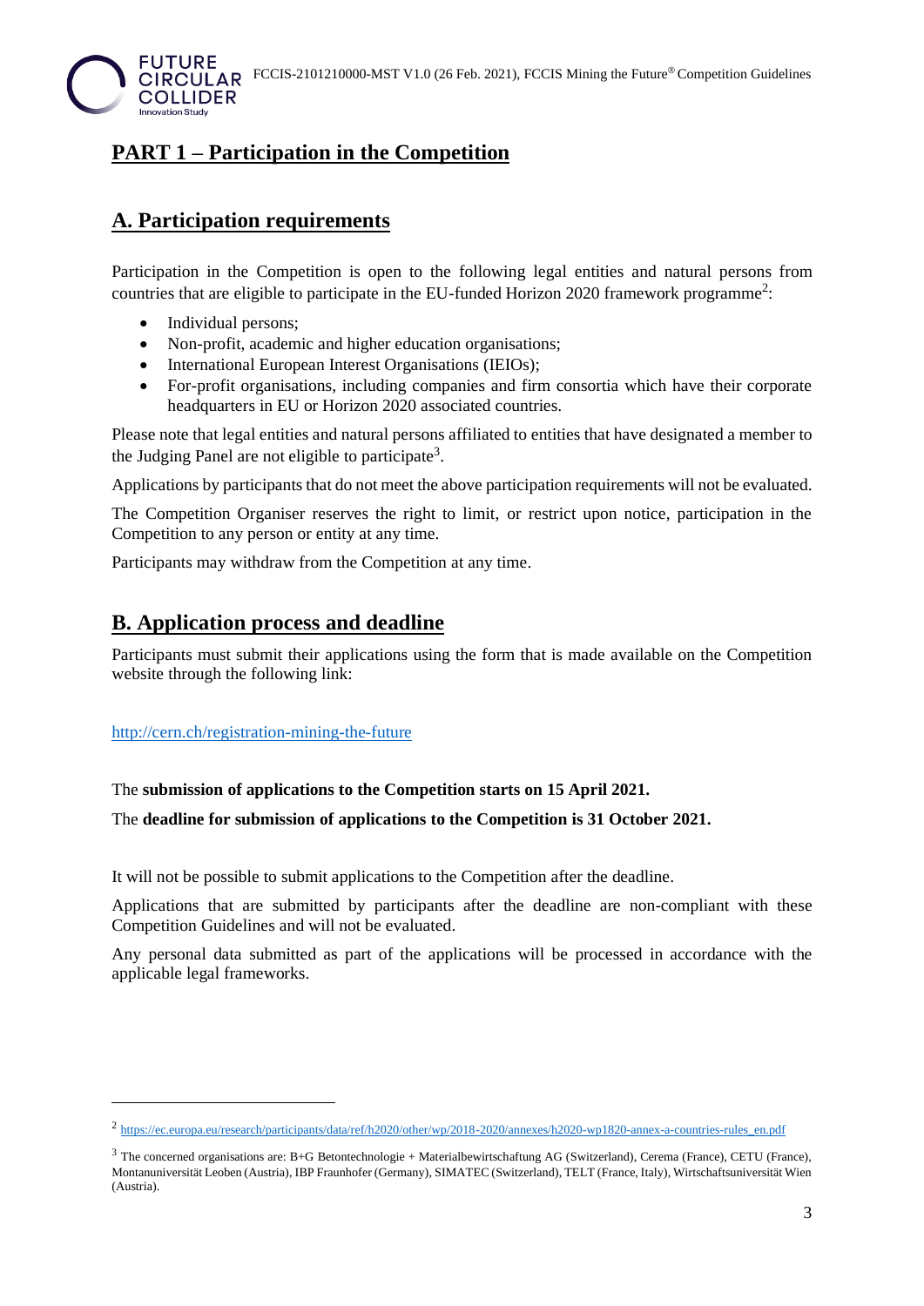# PART 1 – Participation in the Competition

## A. Participation requirements

Participation in the Competition is open to the following legal entities and natural persons from countries that are eligible to participate in the EU-funded Horizon 2020 framework programme[2]:

- Individual persons;
- Non-profit, academic and higher education organisations;
- International European Interest Organisations (IEIOs);
- For-profit organisations, including companies and firm consortia which have their corporate headquarters in EU or Horizon 2020 associated countries.

Please note that legal entities and natural persons affiliated to entities that have designated a member to the Judging Panel are not eligible to participate[3].

Applications by participants that do not meet the above participation requirements will not be evaluated.

The Competition Organiser reserves the right to limit, or restrict upon notice, participation in the Competition to any person or entity at any time.

Participants may withdraw from the Competition at any time.

## B. Application process and deadline

Participants must submit their applications using the form that is made available on the Competition website through the following link:

http://cern.ch/registration-mining-the-future

The **submission of applications to the Competition starts on 15 April 2021.**

The **deadline for submission of applications to the Competition is 31 October 2021.**

It will not be possible to submit applications to the Competition after the deadline.

Applications that are submitted by participants after the deadline are non-compliant with these Competition Guidelines and will not be evaluated.

Any personal data submitted as part of the applications will be processed in accordance with the applicable legal frameworks.

---

[2] https://ec.europa.eu/research/participants/data/ref/h2020/other/wp/2018-2020/annexes/h2020-wp1820-annex-a-countries-rules_en.pdf

[3] The concerned organisations are: B+G Betontechnologie + Materialbewirtschaftung AG (Switzerland), Cerema (France), CETU (France), Montanuniversität Leoben (Austria), IBP Fraunhofer (Germany), SIMATEC (Switzerland), TELT (France, Italy), Wirtschaftsuniversität Wien (Austria).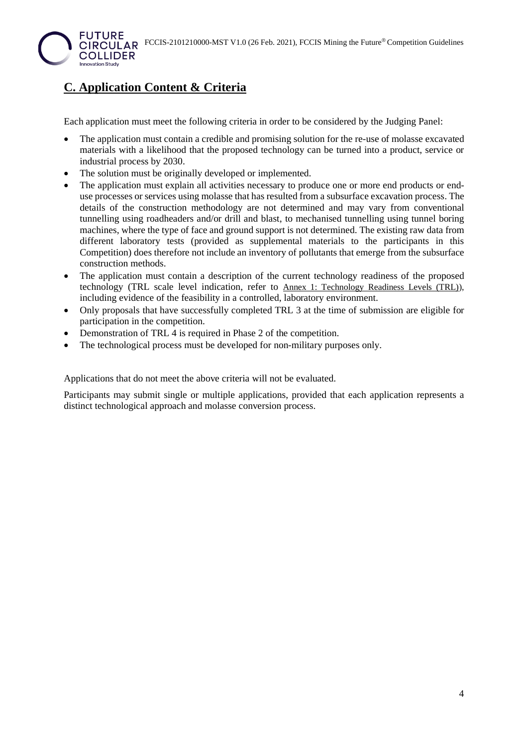## C. Application Content & Criteria

Each application must meet the following criteria in order to be considered by the Judging Panel:

- The application must contain a credible and promising solution for the re-use of molasse excavated materials with a likelihood that the proposed technology can be turned into a product, service or industrial process by 2030.
- The solution must be originally developed or implemented.
- The application must explain all activities necessary to produce one or more end products or end-use processes or services using molasse that has resulted from a subsurface excavation process. The details of the construction methodology are not determined and may vary from conventional tunnelling using roadheaders and/or drill and blast, to mechanised tunnelling using tunnel boring machines, where the type of face and ground support is not determined. The existing raw data from different laboratory tests (provided as supplemental materials to the participants in this Competition) does therefore not include an inventory of pollutants that emerge from the subsurface construction methods.
- The application must contain a description of the current technology readiness of the proposed technology (TRL scale level indication, refer to Annex 1: Technology Readiness Levels (TRL)), including evidence of the feasibility in a controlled, laboratory environment.
- Only proposals that have successfully completed TRL 3 at the time of submission are eligible for participation in the competition.
- Demonstration of TRL 4 is required in Phase 2 of the competition.
- The technological process must be developed for non-military purposes only.

Applications that do not meet the above criteria will not be evaluated.

Participants may submit single or multiple applications, provided that each application represents a distinct technological approach and molasse conversion process.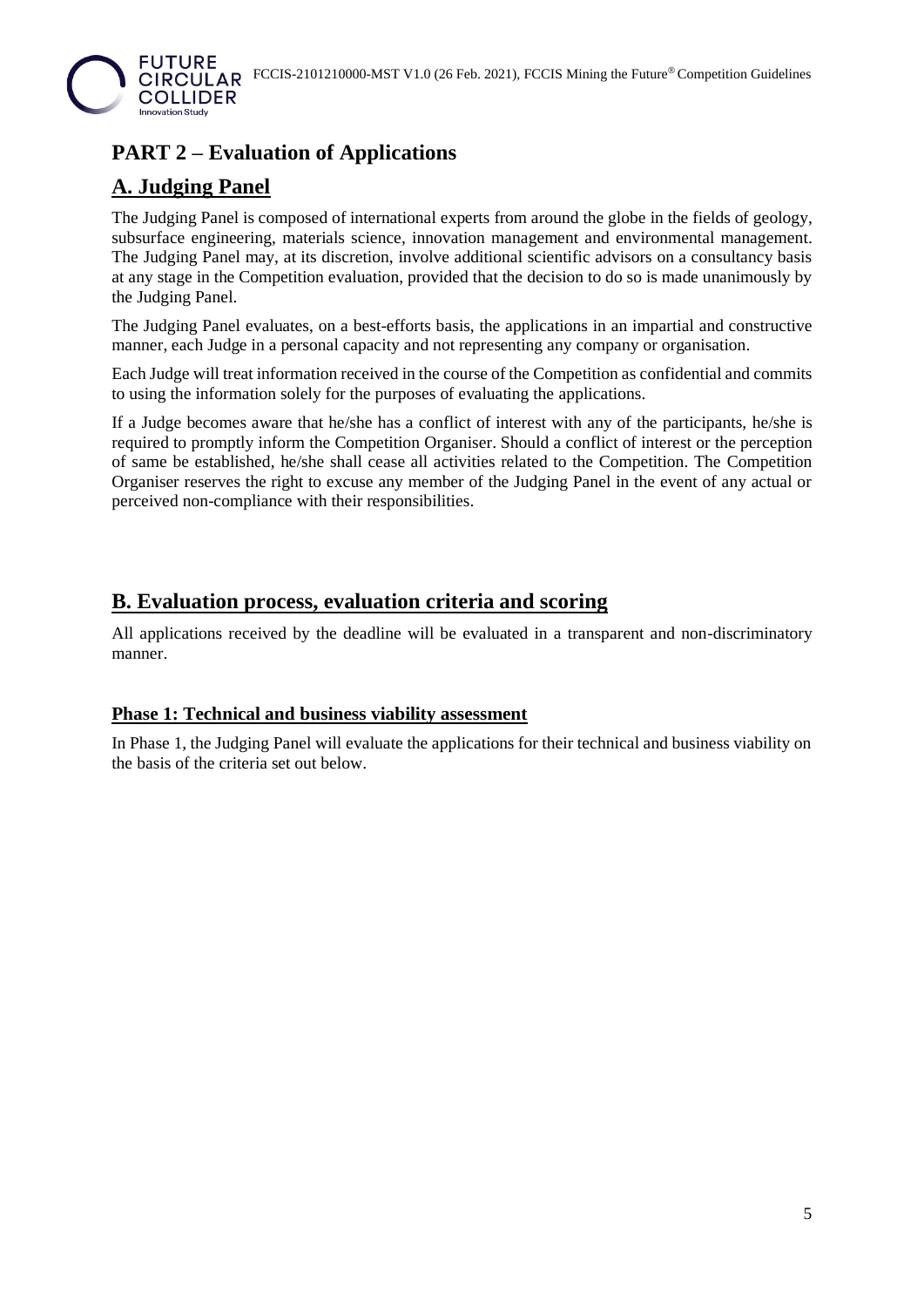# PART 2 – Evaluation of Applications

## A. Judging Panel

The Judging Panel is composed of international experts from around the globe in the fields of geology, subsurface engineering, materials science, innovation management and environmental management. The Judging Panel may, at its discretion, involve additional scientific advisors on a consultancy basis at any stage in the Competition evaluation, provided that the decision to do so is made unanimously by the Judging Panel.

The Judging Panel evaluates, on a best-efforts basis, the applications in an impartial and constructive manner, each Judge in a personal capacity and not representing any company or organisation.

Each Judge will treat information received in the course of the Competition as confidential and commits to using the information solely for the purposes of evaluating the applications.

If a Judge becomes aware that he/she has a conflict of interest with any of the participants, he/she is required to promptly inform the Competition Organiser. Should a conflict of interest or the perception of same be established, he/she shall cease all activities related to the Competition. The Competition Organiser reserves the right to excuse any member of the Judging Panel in the event of any actual or perceived non-compliance with their responsibilities.

## B. Evaluation process, evaluation criteria and scoring

All applications received by the deadline will be evaluated in a transparent and non-discriminatory manner.

### Phase 1: Technical and business viability assessment

In Phase 1, the Judging Panel will evaluate the applications for their technical and business viability on the basis of the criteria set out below.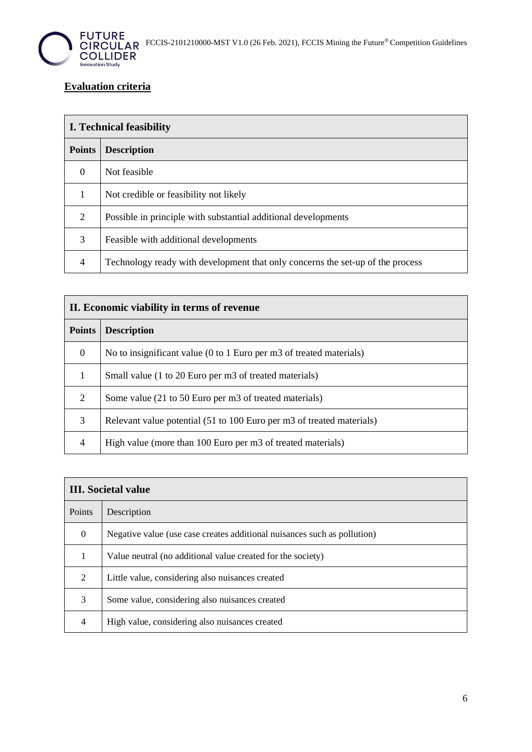## Evaluation criteria

| **I. Technical feasibility** | |
|---|---|
| **Points** | **Description** |
| 0 | Not feasible |
| 1 | Not credible or feasibility not likely |
| 2 | Possible in principle with substantial additional developments |
| 3 | Feasible with additional developments |
| 4 | Technology ready with development that only concerns the set-up of the process |

| **II. Economic viability in terms of revenue** | |
|---|---|
| **Points** | **Description** |
| 0 | No to insignificant value (0 to 1 Euro per m3 of treated materials) |
| 1 | Small value (1 to 20 Euro per m3 of treated materials) |
| 2 | Some value (21 to 50 Euro per m3 of treated materials) |
| 3 | Relevant value potential (51 to 100 Euro per m3 of treated materials) |
| 4 | High value (more than 100 Euro per m3 of treated materials) |

| **III. Societal value** | |
|---|---|
| Points | Description |
| 0 | Negative value (use case creates additional nuisances such as pollution) |
| 1 | Value neutral (no additional value created for the society) |
| 2 | Little value, considering also nuisances created |
| 3 | Some value, considering also nuisances created |
| 4 | High value, considering also nuisances created |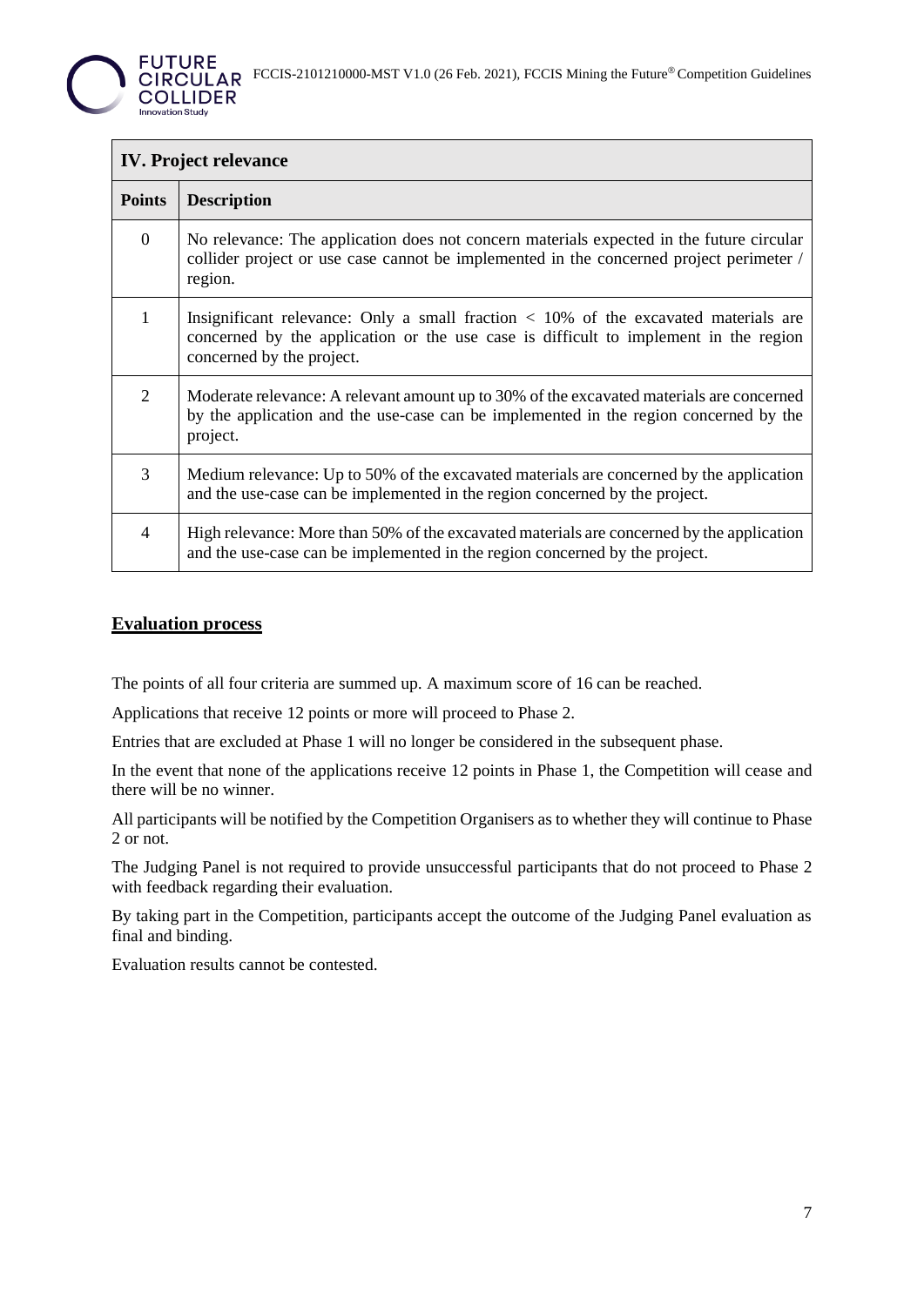| IV. Project relevance | |
|---|---|
| **Points** | **Description** |
| 0 | No relevance: The application does not concern materials expected in the future circular collider project or use case cannot be implemented in the concerned project perimeter / region. |
| 1 | Insignificant relevance: Only a small fraction < 10% of the excavated materials are concerned by the application or the use case is difficult to implement in the region concerned by the project. |
| 2 | Moderate relevance: A relevant amount up to 30% of the excavated materials are concerned by the application and the use-case can be implemented in the region concerned by the project. |
| 3 | Medium relevance: Up to 50% of the excavated materials are concerned by the application and the use-case can be implemented in the region concerned by the project. |
| 4 | High relevance: More than 50% of the excavated materials are concerned by the application and the use-case can be implemented in the region concerned by the project. |

## Evaluation process

The points of all four criteria are summed up. A maximum score of 16 can be reached.

Applications that receive 12 points or more will proceed to Phase 2.

Entries that are excluded at Phase 1 will no longer be considered in the subsequent phase.

In the event that none of the applications receive 12 points in Phase 1, the Competition will cease and there will be no winner.

All participants will be notified by the Competition Organisers as to whether they will continue to Phase 2 or not.

The Judging Panel is not required to provide unsuccessful participants that do not proceed to Phase 2 with feedback regarding their evaluation.

By taking part in the Competition, participants accept the outcome of the Judging Panel evaluation as final and binding.

Evaluation results cannot be contested.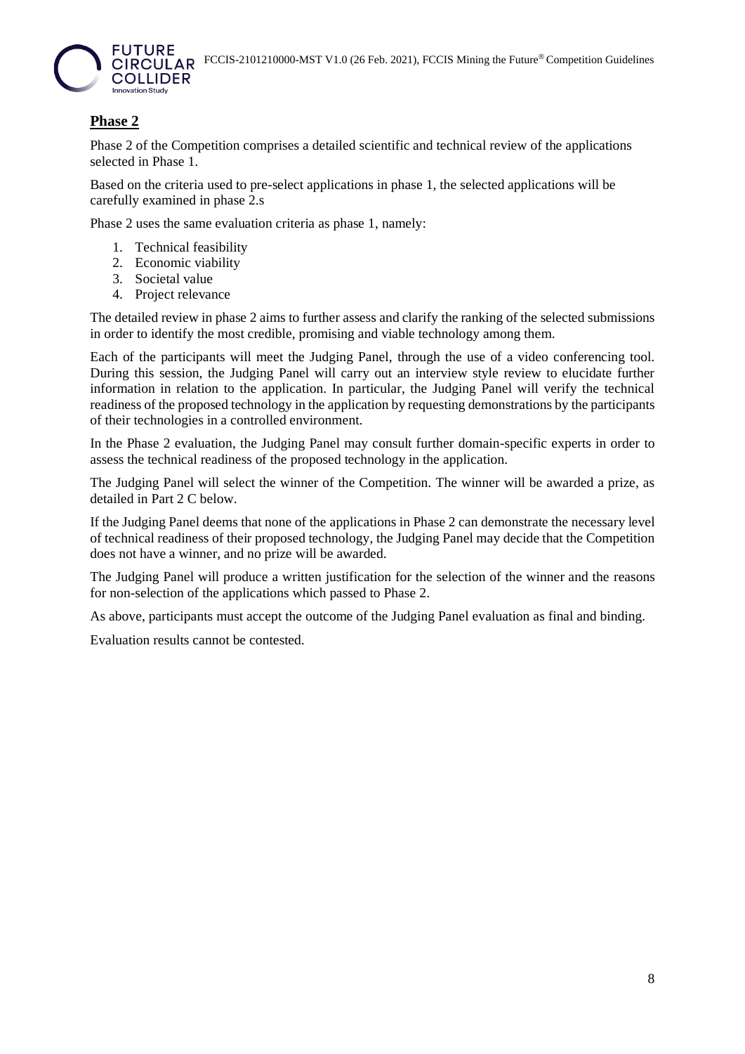## Phase 2

Phase 2 of the Competition comprises a detailed scientific and technical review of the applications selected in Phase 1.

Based on the criteria used to pre-select applications in phase 1, the selected applications will be carefully examined in phase 2.s

Phase 2 uses the same evaluation criteria as phase 1, namely:

1. Technical feasibility
2. Economic viability
3. Societal value
4. Project relevance

The detailed review in phase 2 aims to further assess and clarify the ranking of the selected submissions in order to identify the most credible, promising and viable technology among them.

Each of the participants will meet the Judging Panel, through the use of a video conferencing tool. During this session, the Judging Panel will carry out an interview style review to elucidate further information in relation to the application. In particular, the Judging Panel will verify the technical readiness of the proposed technology in the application by requesting demonstrations by the participants of their technologies in a controlled environment.

In the Phase 2 evaluation, the Judging Panel may consult further domain-specific experts in order to assess the technical readiness of the proposed technology in the application.

The Judging Panel will select the winner of the Competition. The winner will be awarded a prize, as detailed in Part 2 C below.

If the Judging Panel deems that none of the applications in Phase 2 can demonstrate the necessary level of technical readiness of their proposed technology, the Judging Panel may decide that the Competition does not have a winner, and no prize will be awarded.

The Judging Panel will produce a written justification for the selection of the winner and the reasons for non-selection of the applications which passed to Phase 2.

As above, participants must accept the outcome of the Judging Panel evaluation as final and binding.

Evaluation results cannot be contested.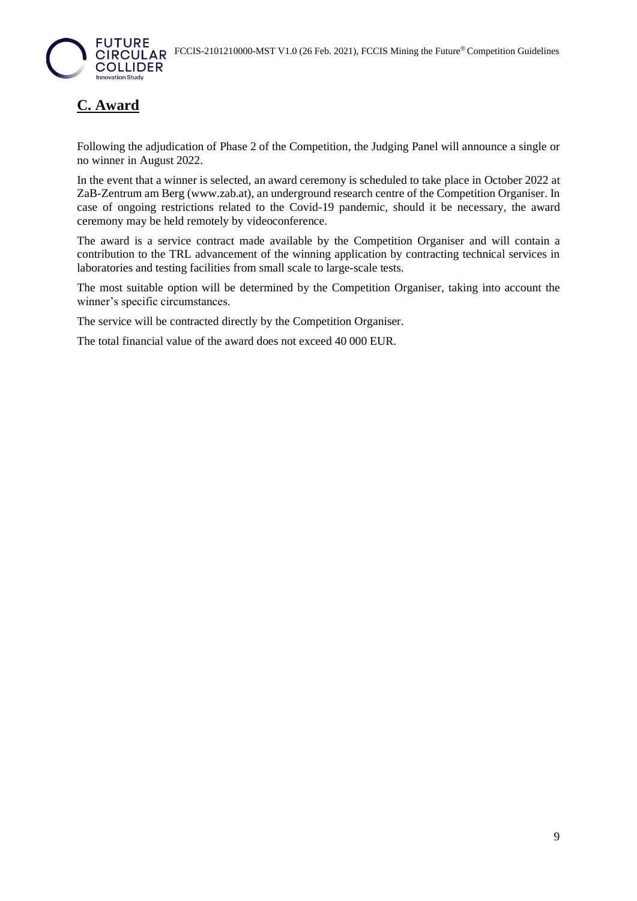## C. Award

Following the adjudication of Phase 2 of the Competition, the Judging Panel will announce a single or no winner in August 2022.

In the event that a winner is selected, an award ceremony is scheduled to take place in October 2022 at ZaB-Zentrum am Berg (www.zab.at), an underground research centre of the Competition Organiser. In case of ongoing restrictions related to the Covid-19 pandemic, should it be necessary, the award ceremony may be held remotely by videoconference.

The award is a service contract made available by the Competition Organiser and will contain a contribution to the TRL advancement of the winning application by contracting technical services in laboratories and testing facilities from small scale to large-scale tests.

The most suitable option will be determined by the Competition Organiser, taking into account the winner's specific circumstances.

The service will be contracted directly by the Competition Organiser.

The total financial value of the award does not exceed 40 000 EUR.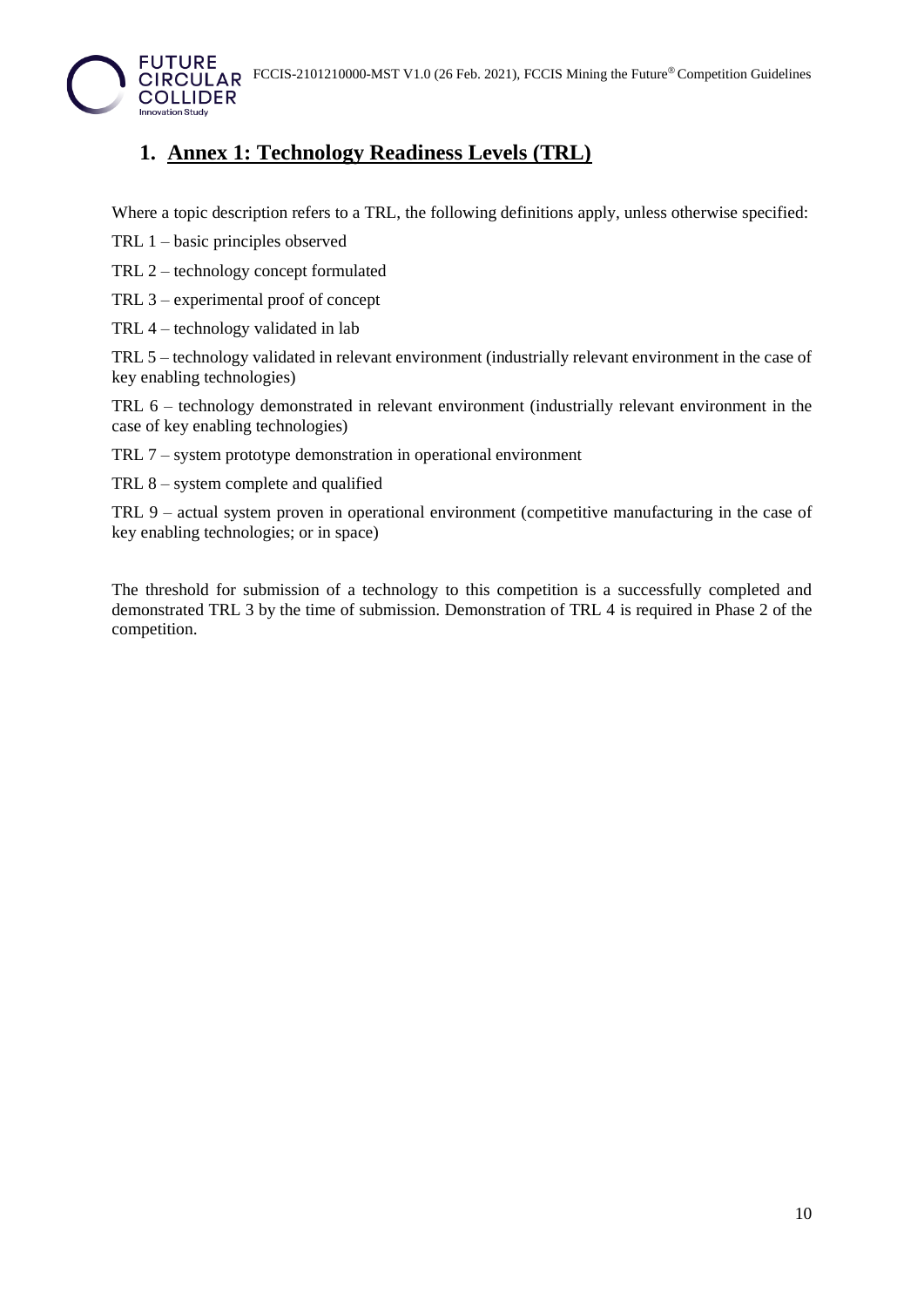# 1. Annex 1: Technology Readiness Levels (TRL)

Where a topic description refers to a TRL, the following definitions apply, unless otherwise specified:

TRL 1 – basic principles observed

TRL 2 – technology concept formulated

TRL 3 – experimental proof of concept

TRL 4 – technology validated in lab

TRL 5 – technology validated in relevant environment (industrially relevant environment in the case of key enabling technologies)

TRL 6 – technology demonstrated in relevant environment (industrially relevant environment in the case of key enabling technologies)

TRL 7 – system prototype demonstration in operational environment

TRL 8 – system complete and qualified

TRL 9 – actual system proven in operational environment (competitive manufacturing in the case of key enabling technologies; or in space)

The threshold for submission of a technology to this competition is a successfully completed and demonstrated TRL 3 by the time of submission. Demonstration of TRL 4 is required in Phase 2 of the competition.